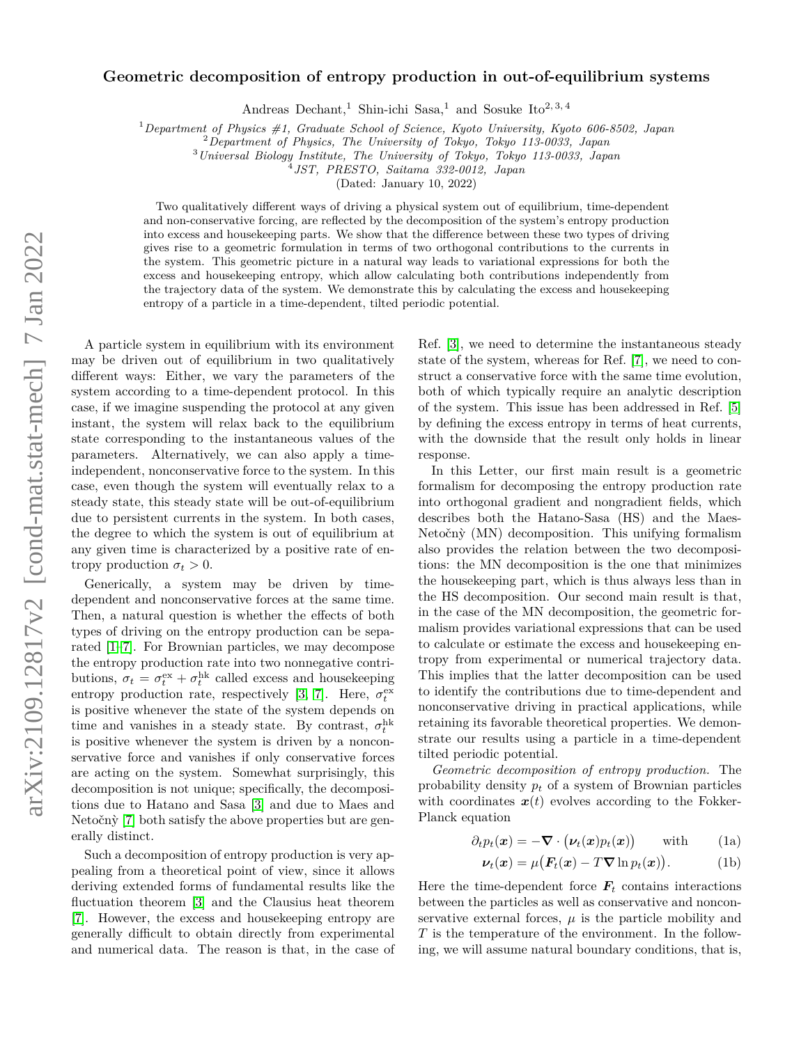# Geometric decomposition of entropy production in out-of-equilibrium systems

Andreas Dechant,[1] Shin-ichi Sasa,[1] and Sosuke Ito[2,3,4]

[1] *Department of Physics #1, Graduate School of Science, Kyoto University, Kyoto 606-8502, Japan*
[2] *Department of Physics, The University of Tokyo, Tokyo 113-0033, Japan*
[3] *Universal Biology Institute, The University of Tokyo, Tokyo 113-0033, Japan*
[4] *JST, PRESTO, Saitama 332-0012, Japan*

(Dated: January 10, 2022)

Two qualitatively different ways of driving a physical system out of equilibrium, time-dependent and non-conservative forcing, are reflected by the decomposition of the system's entropy production into excess and housekeeping parts. We show that the difference between these two types of driving gives rise to a geometric formulation in terms of two orthogonal contributions to the currents in the system. This geometric picture in a natural way leads to variational expressions for both the excess and housekeeping entropy, which allow calculating both contributions independently from the trajectory data of the system. We demonstrate this by calculating the excess and housekeeping entropy of a particle in a time-dependent, tilted periodic potential.

A particle system in equilibrium with its environment may be driven out of equilibrium in two qualitatively different ways: Either, we vary the parameters of the system according to a time-dependent protocol. In this case, if we imagine suspending the protocol at any given instant, the system will relax back to the equilibrium state corresponding to the instantaneous values of the parameters. Alternatively, we can also apply a time-independent, nonconservative force to the system. In this case, even though the system will eventually relax to a steady state, this steady state will be out-of-equilibrium due to persistent currents in the system. In both cases, the degree to which the system is out of equilibrium at any given time is characterized by a positive rate of entropy production $\sigma_t > 0$.

Generically, a system may be driven by time-dependent and nonconservative forces at the same time. Then, a natural question is whether the effects of both types of driving on the entropy production can be separated [1–7]. For Brownian particles, we may decompose the entropy production rate into two nonnegative contributions, $\sigma_t = \sigma_t^{\text{ex}} + \sigma_t^{\text{hk}}$ called excess and housekeeping entropy production rate, respectively [3, 7]. Here, $\sigma_t^{\text{ex}}$ is positive whenever the state of the system depends on time and vanishes in a steady state. By contrast, $\sigma_t^{\text{hk}}$ is positive whenever the system is driven by a nonconservative force and vanishes if only conservative forces are acting on the system. Somewhat surprisingly, this decomposition is not unique; specifically, the decompositions due to Hatano and Sasa [3] and due to Maes and Netočnỳ [7] both satisfy the above properties but are generally distinct.

Such a decomposition of entropy production is very appealing from a theoretical point of view, since it allows deriving extended forms of fundamental results like the fluctuation theorem [3] and the Clausius heat theorem [7]. However, the excess and housekeeping entropy are generally difficult to obtain directly from experimental and numerical data. The reason is that, in the case of Ref. [3], we need to determine the instantaneous steady state of the system, whereas for Ref. [7], we need to construct a conservative force with the same time evolution, both of which typically require an analytic description of the system. This issue has been addressed in Ref. [5] by defining the excess entropy in terms of heat currents, with the downside that the result only holds in linear response.

In this Letter, our first main result is a geometric formalism for decomposing the entropy production rate into orthogonal gradient and nongradient fields, which describes both the Hatano-Sasa (HS) and the Maes-Netočnỳ (MN) decomposition. This unifying formalism also provides the relation between the two decompositions: the MN decomposition is the one that minimizes the housekeeping part, which is thus always less than in the HS decomposition. Our second main result is that, in the case of the MN decomposition, the geometric formalism provides variational expressions that can be used to calculate or estimate the excess and housekeeping entropy from experimental or numerical trajectory data. This implies that the latter decomposition can be used to identify the contributions due to time-dependent and nonconservative driving in practical applications, while retaining its favorable theoretical properties. We demonstrate our results using a particle in a time-dependent tilted periodic potential.

*Geometric decomposition of entropy production.* The probability density $p_t$ of a system of Brownian particles with coordinates $\boldsymbol{x}(t)$ evolves according to the Fokker-Planck equation

$$\partial_t p_t(\boldsymbol{x}) = -\boldsymbol{\nabla} \cdot \big(\boldsymbol{\nu}_t(\boldsymbol{x}) p_t(\boldsymbol{x})\big) \qquad \text{with} \tag{1a}$$

$$\boldsymbol{\nu}_t(\boldsymbol{x}) = \mu\big(\boldsymbol{F}_t(\boldsymbol{x}) - T\boldsymbol{\nabla} \ln p_t(\boldsymbol{x})\big). \tag{1b}$$

Here the time-dependent force $\boldsymbol{F}_t$ contains interactions between the particles as well as conservative and nonconservative external forces, $\mu$ is the particle mobility and $T$ is the temperature of the environment. In the following, we will assume natural boundary conditions, that is,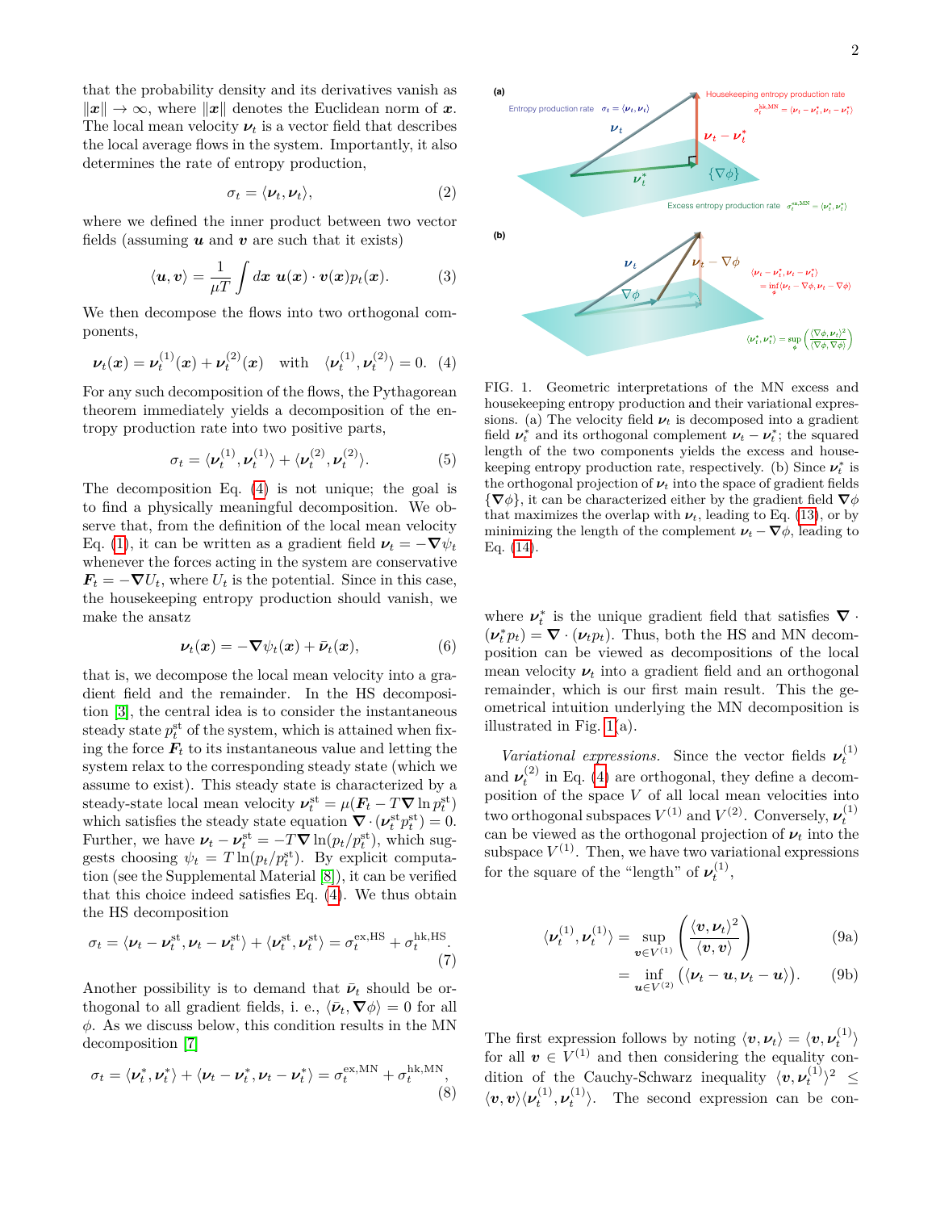that the probability density and its derivatives vanish as $\|\boldsymbol{x}\| \to \infty$, where $\|\boldsymbol{x}\|$ denotes the Euclidean norm of $\boldsymbol{x}$. The local mean velocity $\boldsymbol{\nu}_t$ is a vector field that describes the local average flows in the system. Importantly, it also determines the rate of entropy production,

$$\sigma_t = \langle \boldsymbol{\nu}_t, \boldsymbol{\nu}_t \rangle, \tag{2}$$

where we defined the inner product between two vector fields (assuming $\boldsymbol{u}$ and $\boldsymbol{v}$ are such that it exists)

$$\langle \boldsymbol{u}, \boldsymbol{v} \rangle = \frac{1}{\mu T} \int d\boldsymbol{x} \; \boldsymbol{u}(\boldsymbol{x}) \cdot \boldsymbol{v}(\boldsymbol{x}) p_t(\boldsymbol{x}). \tag{3}$$

We then decompose the flows into two orthogonal components,

$$\boldsymbol{\nu}_t(\boldsymbol{x}) = \boldsymbol{\nu}_t^{(1)}(\boldsymbol{x}) + \boldsymbol{\nu}_t^{(2)}(\boldsymbol{x}) \quad \text{with} \quad \langle \boldsymbol{\nu}_t^{(1)}, \boldsymbol{\nu}_t^{(2)} \rangle = 0. \tag{4}$$

For any such decomposition of the flows, the Pythagorean theorem immediately yields a decomposition of the entropy production rate into two positive parts,

$$\sigma_t = \langle \boldsymbol{\nu}_t^{(1)}, \boldsymbol{\nu}_t^{(1)} \rangle + \langle \boldsymbol{\nu}_t^{(2)}, \boldsymbol{\nu}_t^{(2)} \rangle. \tag{5}$$

The decomposition Eq. (4) is not unique; the goal is to find a physically meaningful decomposition. We observe that, from the definition of the local mean velocity Eq. (1), it can be written as a gradient field $\boldsymbol{\nu}_t = -\boldsymbol{\nabla}\psi_t$ whenever the forces acting in the system are conservative $\boldsymbol{F}_t = -\boldsymbol{\nabla} U_t$, where $U_t$ is the potential. Since in this case, the housekeeping entropy production should vanish, we make the ansatz

$$\boldsymbol{\nu}_t(\boldsymbol{x}) = -\boldsymbol{\nabla}\psi_t(\boldsymbol{x}) + \bar{\boldsymbol{\nu}}_t(\boldsymbol{x}), \tag{6}$$

that is, we decompose the local mean velocity into a gradient field and the remainder. In the HS decomposition [3], the central idea is to consider the instantaneous steady state $p_t^{\text{st}}$ of the system, which is attained when fixing the force $\boldsymbol{F}_t$ to its instantaneous value and letting the system relax to the corresponding steady state (which we assume to exist). This steady state is characterized by a steady-state local mean velocity $\boldsymbol{\nu}_t^{\text{st}} = \mu(\boldsymbol{F}_t - T\boldsymbol{\nabla} \ln p_t^{\text{st}})$ which satisfies the steady state equation $\boldsymbol{\nabla} \cdot (\boldsymbol{\nu}_t^{\text{st}} p_t^{\text{st}}) = 0$. Further, we have $\boldsymbol{\nu}_t - \boldsymbol{\nu}_t^{\text{st}} = -T\boldsymbol{\nabla} \ln(p_t/p_t^{\text{st}})$, which suggests choosing $\psi_t = T \ln(p_t/p_t^{\text{st}})$. By explicit computation (see the Supplemental Material [8]), it can be verified that this choice indeed satisfies Eq. (4). We thus obtain the HS decomposition

$$\sigma_t = \langle \boldsymbol{\nu}_t - \boldsymbol{\nu}_t^{\text{st}}, \boldsymbol{\nu}_t - \boldsymbol{\nu}_t^{\text{st}} \rangle + \langle \boldsymbol{\nu}_t^{\text{st}}, \boldsymbol{\nu}_t^{\text{st}} \rangle = \sigma_t^{\text{ex,HS}} + \sigma_t^{\text{hk,HS}}. \tag{7}$$

Another possibility is to demand that $\bar{\boldsymbol{\nu}}_t$ should be orthogonal to all gradient fields, i. e., $\langle \bar{\boldsymbol{\nu}}_t, \boldsymbol{\nabla}\phi \rangle = 0$ for all $\phi$. As we discuss below, this condition results in the MN decomposition [7]

$$\sigma_t = \langle \boldsymbol{\nu}_t^*, \boldsymbol{\nu}_t^* \rangle + \langle \boldsymbol{\nu}_t - \boldsymbol{\nu}_t^*, \boldsymbol{\nu}_t - \boldsymbol{\nu}_t^* \rangle = \sigma_t^{\text{ex,MN}} + \sigma_t^{\text{hk,MN}}, \tag{8}$$

FIG. 1. Geometric interpretations of the MN excess and housekeeping entropy production and their variational expressions. (a) The velocity field $\boldsymbol{\nu}_t$ is decomposed into a gradient field $\boldsymbol{\nu}_t^*$ and its orthogonal complement $\boldsymbol{\nu}_t - \boldsymbol{\nu}_t^*$; the squared length of the two components yields the excess and housekeeping entropy production rate, respectively. (b) Since $\boldsymbol{\nu}_t^*$ is the orthogonal projection of $\boldsymbol{\nu}_t$ into the space of gradient fields $\{\boldsymbol{\nabla}\phi\}$, it can be characterized either by the gradient field $\boldsymbol{\nabla}\phi$ that maximizes the overlap with $\boldsymbol{\nu}_t$, leading to Eq. (13), or by minimizing the length of the complement $\boldsymbol{\nu}_t - \boldsymbol{\nabla}\phi$, leading to Eq. (14).

where $\boldsymbol{\nu}_t^*$ is the unique gradient field that satisfies $\boldsymbol{\nabla} \cdot (\boldsymbol{\nu}_t^* p_t) = \boldsymbol{\nabla} \cdot (\boldsymbol{\nu}_t p_t)$. Thus, both the HS and MN decomposition can be viewed as decompositions of the local mean velocity $\boldsymbol{\nu}_t$ into a gradient field and an orthogonal remainder, which is our first main result. This the geometrical intuition underlying the MN decomposition is illustrated in Fig. 1(a).

*Variational expressions.* Since the vector fields $\boldsymbol{\nu}_t^{(1)}$ and $\boldsymbol{\nu}_t^{(2)}$ in Eq. (4) are orthogonal, they define a decomposition of the space $V$ of all local mean velocities into two orthogonal subspaces $V^{(1)}$ and $V^{(2)}$. Conversely, $\boldsymbol{\nu}_t^{(1)}$ can be viewed as the orthogonal projection of $\boldsymbol{\nu}_t$ into the subspace $V^{(1)}$. Then, we have two variational expressions for the square of the "length" of $\boldsymbol{\nu}_t^{(1)}$,

$$\langle \boldsymbol{\nu}_t^{(1)}, \boldsymbol{\nu}_t^{(1)} \rangle = \sup_{\boldsymbol{v} \in V^{(1)}} \left( \frac{\langle \boldsymbol{v}, \boldsymbol{\nu}_t \rangle^2}{\langle \boldsymbol{v}, \boldsymbol{v} \rangle} \right) \tag{9a}$$

$$= \inf_{\boldsymbol{u} \in V^{(2)}} \big( \langle \boldsymbol{\nu}_t - \boldsymbol{u}, \boldsymbol{\nu}_t - \boldsymbol{u} \rangle \big). \tag{9b}$$

The first expression follows by noting $\langle \boldsymbol{v}, \boldsymbol{\nu}_t \rangle = \langle \boldsymbol{v}, \boldsymbol{\nu}_t^{(1)} \rangle$ for all $\boldsymbol{v} \in V^{(1)}$ and then considering the equality condition of the Cauchy-Schwarz inequality $\langle \boldsymbol{v}, \boldsymbol{\nu}_t^{(1)} \rangle^2 \leq \langle \boldsymbol{v}, \boldsymbol{v} \rangle \langle \boldsymbol{\nu}_t^{(1)}, \boldsymbol{\nu}_t^{(1)} \rangle$. The second expression can be con-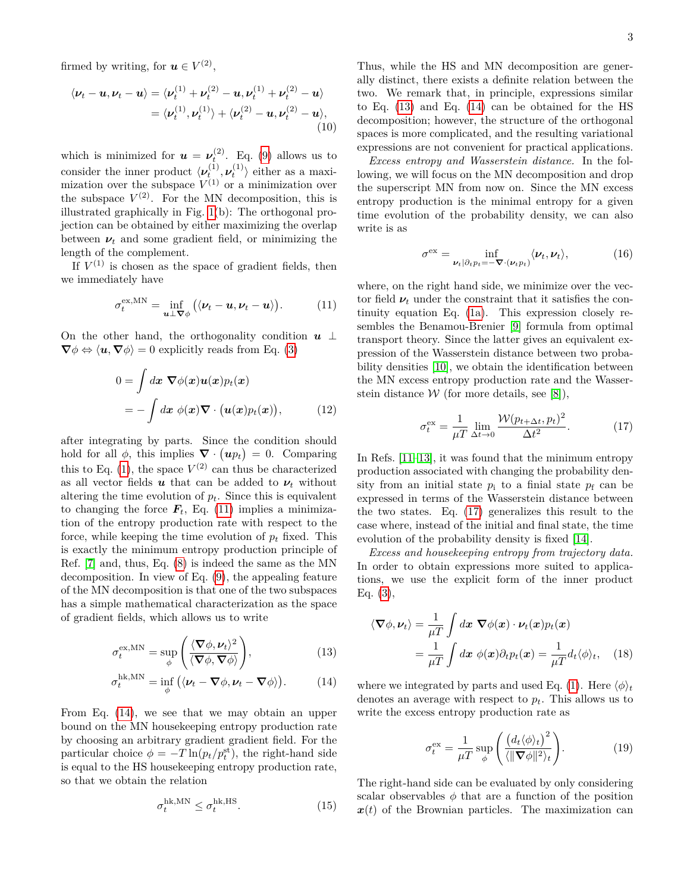firmed by writing, for $\boldsymbol{u} \in V^{(2)}$,

$$
\begin{aligned}
\langle \boldsymbol{\nu}_t - \boldsymbol{u}, \boldsymbol{\nu}_t - \boldsymbol{u} \rangle &= \langle \boldsymbol{\nu}_t^{(1)} + \boldsymbol{\nu}_t^{(2)} - \boldsymbol{u}, \boldsymbol{\nu}_t^{(1)} + \boldsymbol{\nu}_t^{(2)} - \boldsymbol{u} \rangle \\
&= \langle \boldsymbol{\nu}_t^{(1)}, \boldsymbol{\nu}_t^{(1)} \rangle + \langle \boldsymbol{\nu}_t^{(2)} - \boldsymbol{u}, \boldsymbol{\nu}_t^{(2)} - \boldsymbol{u} \rangle,
\end{aligned} \tag{10}
$$

which is minimized for $\boldsymbol{u} = \boldsymbol{\nu}_t^{(2)}$. Eq. (9) allows us to consider the inner product $\langle \boldsymbol{\nu}_t^{(1)}, \boldsymbol{\nu}_t^{(1)} \rangle$ either as a maximization over the subspace $V^{(1)}$ or a minimization over the subspace $V^{(2)}$. For the MN decomposition, this is illustrated graphically in Fig. 1(b): The orthogonal projection can be obtained by either maximizing the overlap between $\boldsymbol{\nu}_t$ and some gradient field, or minimizing the length of the complement.

If $V^{(1)}$ is chosen as the space of gradient fields, then we immediately have

$$
\sigma_t^{\text{ex,MN}} = \inf_{\boldsymbol{u} \perp \boldsymbol{\nabla}\phi} \big( \langle \boldsymbol{\nu}_t - \boldsymbol{u}, \boldsymbol{\nu}_t - \boldsymbol{u} \rangle \big). \tag{11}
$$

On the other hand, the orthogonality condition $\boldsymbol{u} \perp \boldsymbol{\nabla}\phi \Leftrightarrow \langle \boldsymbol{u}, \boldsymbol{\nabla}\phi \rangle = 0$ explicitly reads from Eq. (3)

$$
\begin{aligned}
0 &= \int d\boldsymbol{x} \; \boldsymbol{\nabla}\phi(\boldsymbol{x}) \boldsymbol{u}(\boldsymbol{x}) p_t(\boldsymbol{x}) \\
&= -\int d\boldsymbol{x} \; \phi(\boldsymbol{x}) \boldsymbol{\nabla} \cdot \big( \boldsymbol{u}(\boldsymbol{x}) p_t(\boldsymbol{x}) \big),
\end{aligned} \tag{12}
$$

after integrating by parts. Since the condition should hold for all $\phi$, this implies $\boldsymbol{\nabla} \cdot \big( \boldsymbol{u} p_t \big) = 0$. Comparing this to Eq. (1), the space $V^{(2)}$ can thus be characterized as all vector fields $\boldsymbol{u}$ that can be added to $\boldsymbol{\nu}_t$ without altering the time evolution of $p_t$. Since this is equivalent to changing the force $\boldsymbol{F}_t$, Eq. (11) implies a minimization of the entropy production rate with respect to the force, while keeping the time evolution of $p_t$ fixed. This is exactly the minimum entropy production principle of Ref. [7] and, thus, Eq. (8) is indeed the same as the MN decomposition. In view of Eq. (9), the appealing feature of the MN decomposition is that one of the two subspaces has a simple mathematical characterization as the space of gradient fields, which allows us to write

$$
\sigma_t^{\text{ex,MN}} = \sup_{\phi} \left( \frac{\langle \boldsymbol{\nabla}\phi, \boldsymbol{\nu}_t \rangle^2}{\langle \boldsymbol{\nabla}\phi, \boldsymbol{\nabla}\phi \rangle} \right), \tag{13}
$$

$$
\sigma_t^{\text{hk,MN}} = \inf_{\phi} \big( \langle \boldsymbol{\nu}_t - \boldsymbol{\nabla}\phi, \boldsymbol{\nu}_t - \boldsymbol{\nabla}\phi \rangle \big). \tag{14}
$$

From Eq. (14), we see that we may obtain an upper bound on the MN housekeeping entropy production rate by choosing an arbitrary gradient gradient field. For the particular choice $\phi = -T \ln(p_t/p_t^{\text{st}})$, the right-hand side is equal to the HS housekeeping entropy production rate, so that we obtain the relation

$$
\sigma_t^{\text{hk,MN}} \leq \sigma_t^{\text{hk,HS}}. \tag{15}
$$

Thus, while the HS and MN decomposition are generally distinct, there exists a definite relation between the two. We remark that, in principle, expressions similar to Eq. (13) and Eq. (14) can be obtained for the HS decomposition; however, the structure of the orthogonal spaces is more complicated, and the resulting variational expressions are not convenient for practical applications.

*Excess entropy and Wasserstein distance.* In the following, we will focus on the MN decomposition and drop the superscript MN from now on. Since the MN excess entropy production is the minimal entropy for a given time evolution of the probability density, we can also write is as

$$
\sigma^{\text{ex}} = \inf_{\boldsymbol{\nu}_t | \partial_t p_t = -\boldsymbol{\nabla} \cdot (\boldsymbol{\nu}_t p_t)} \langle \boldsymbol{\nu}_t, \boldsymbol{\nu}_t \rangle, \tag{16}
$$

where, on the right hand side, we minimize over the vector field $\boldsymbol{\nu}_t$ under the constraint that it satisfies the continuity equation Eq. (1a). This expression closely resembles the Benamou-Brenier [9] formula from optimal transport theory. Since the latter gives an equivalent expression of the Wasserstein distance between two probability densities [10], we obtain the identification between the MN excess entropy production rate and the Wasserstein distance $\mathcal{W}$ (for more details, see [8]),

$$
\sigma_t^{\text{ex}} = \frac{1}{\mu T} \lim_{\Delta t \to 0} \frac{\mathcal{W}(p_{t+\Delta t}, p_t)^2}{\Delta t^2}. \tag{17}
$$

In Refs. [11–13], it was found that the minimum entropy production associated with changing the probability density from an initial state $p_{\text{i}}$ to a finial state $p_{\text{f}}$ can be expressed in terms of the Wasserstein distance between the two states. Eq. (17) generalizes this result to the case where, instead of the initial and final state, the time evolution of the probability density is fixed [14].

*Excess and housekeeping entropy from trajectory data.* In order to obtain expressions more suited to applications, we use the explicit form of the inner product Eq. (3),

$$
\begin{aligned}
\langle \boldsymbol{\nabla}\phi, \boldsymbol{\nu}_t \rangle &= \frac{1}{\mu T} \int d\boldsymbol{x} \; \boldsymbol{\nabla}\phi(\boldsymbol{x}) \cdot \boldsymbol{\nu}_t(\boldsymbol{x}) p_t(\boldsymbol{x}) \\
&= \frac{1}{\mu T} \int d\boldsymbol{x} \; \phi(\boldsymbol{x}) \partial_t p_t(\boldsymbol{x}) = \frac{1}{\mu T} d_t \langle \phi \rangle_t,
\end{aligned} \tag{18}
$$

where we integrated by parts and used Eq. (1). Here $\langle \phi \rangle_t$ denotes an average with respect to $p_t$. This allows us to write the excess entropy production rate as

$$
\sigma_t^{\text{ex}} = \frac{1}{\mu T} \sup_{\phi} \left( \frac{\big( d_t \langle \phi \rangle_t \big)^2}{\langle \| \boldsymbol{\nabla}\phi \|^2 \rangle_t} \right). \tag{19}
$$

The right-hand side can be evaluated by only considering scalar observables $\phi$ that are a function of the position $\boldsymbol{x}(t)$ of the Brownian particles. The maximization can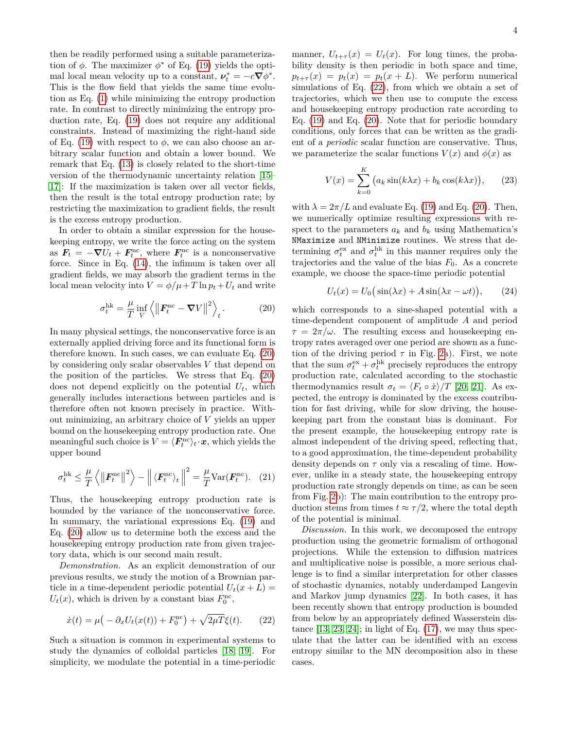then be readily performed using a suitable parameterization of $\phi$. The maximizer $\phi^*$ of Eq. (19) yields the optimal local mean velocity up to a constant, $\boldsymbol{\nu}_t^* = -c\boldsymbol{\nabla}\phi^*$. This is the flow field that yields the same time evolution as Eq. (1) while minimizing the entropy production rate. In contrast to directly minimizing the entropy production rate, Eq. (19) does not require any additional constraints. Instead of maximizing the right-hand side of Eq. (19) with respect to $\phi$, we can also choose an arbitrary scalar function and obtain a lower bound. We remark that Eq. (13) is closely related to the short-time version of the thermodynamic uncertainty relation [15–17]: If the maximization is taken over all vector fields, then the result is the total entropy production rate; by restricting the maximization to gradient fields, the result is the excess entropy production.

In order to obtain a similar expression for the housekeeping entropy, we write the force acting on the system as $\boldsymbol{F}_t = -\boldsymbol{\nabla}U_t + \boldsymbol{F}_t^{\mathrm{nc}}$, where $\boldsymbol{F}_t^{\mathrm{nc}}$ is a nonconservative force. Since in Eq. (14), the infimum is taken over all gradient fields, we may absorb the gradient terms in the local mean velocity into $V = \phi/\mu + T\ln p_t + U_t$ and write

$$\sigma_t^{\mathrm{hk}} = \frac{\mu}{T}\inf_V \left\langle \left\| \boldsymbol{F}_t^{\mathrm{nc}} - \boldsymbol{\nabla}V \right\|^2 \right\rangle_t. \tag{20}$$

In many physical settings, the nonconservative force is an externally applied driving force and its functional form is therefore known. In such cases, we can evaluate Eq. (20) by considering only scalar observables $V$ that depend on the position of the particles. We stress that Eq. (20) does not depend explicitly on the potential $U_t$, which generally includes interactions between particles and is therefore often not known precisely in practice. Without minimizing, an arbitrary choice of $V$ yields an upper bound on the housekeeping entropy production rate. One meaningful such choice is $V = \langle \boldsymbol{F}_t^{\mathrm{nc}} \rangle_t \cdot \boldsymbol{x}$, which yields the upper bound

$$\sigma_t^{\mathrm{hk}} \leq \frac{\mu}{T}\left\langle \left\| \boldsymbol{F}_t^{\mathrm{nc}} \right\|^2 \right\rangle - \left\| \langle \boldsymbol{F}_t^{\mathrm{nc}} \rangle_t \right\|^2 = \frac{\mu}{T}\mathrm{Var}(\boldsymbol{F}_t^{\mathrm{nc}}). \tag{21}$$

Thus, the housekeeping entropy production rate is bounded by the variance of the nonconservative force. In summary, the variational expressions Eq. (19) and Eq. (20) allow us to determine both the excess and the housekeeping entropy production rate from given trajectory data, which is our second main result.

*Demonstration.* As an explicit demonstration of our previous results, we study the motion of a Brownian particle in a time-dependent periodic potential $U_t(x+L) = U_t(x)$, which is driven by a constant bias $F_0^{\mathrm{nc}}$,

$$\dot{x}(t) = \mu\big(-\partial_x U_t(x(t)) + F_0^{\mathrm{nc}}\big) + \sqrt{2\mu T}\xi(t). \tag{22}$$

Such a situation is common in experimental systems to study the dynamics of colloidal particles [18, 19]. For simplicity, we modulate the potential in a time-periodic manner, $U_{t+\tau}(x) = U_t(x)$. For long times, the probability density is then periodic in both space and time, $p_{t+\tau}(x) = p_t(x) = p_t(x+L)$. We perform numerical simulations of Eq. (22), from which we obtain a set of trajectories, which we then use to compute the excess and housekeeping entropy production rate according to Eq. (19) and Eq. (20). Note that for periodic boundary conditions, only forces that can be written as the gradient of a *periodic* scalar function are conservative. Thus, we parameterize the scalar functions $V(x)$ and $\phi(x)$ as

$$V(x) = \sum_{k=0}^{K}\big(a_k\sin(k\lambda x) + b_k\cos(k\lambda x)\big), \tag{23}$$

with $\lambda = 2\pi/L$ and evaluate Eq. (19) and Eq. (20). Then, we numerically optimize resulting expressions with respect to the parameters $a_k$ and $b_k$ using Mathematica's `NMaximize` and `NMinimize` routines. We stress that determining $\sigma_t^{\mathrm{ex}}$ and $\sigma_t^{\mathrm{hk}}$ in this manner requires only the trajectories and the value of the bias $F_0$. As a concrete example, we choose the space-time periodic potential

$$U_t(x) = U_0\big(\sin(\lambda x) + A\sin(\lambda x - \omega t)\big), \tag{24}$$

which corresponds to a sine-shaped potential with a time-dependent component of amplitude $A$ and period $\tau = 2\pi/\omega$. The resulting excess and housekeeping entropy rates averaged over one period are shown as a function of the driving period $\tau$ in Fig. 2a). First, we note that the sum $\sigma_t^{\mathrm{ex}} + \sigma_t^{\mathrm{hk}}$ precisely reproduces the entropy production rate, calculated according to the stochastic thermodynamics result $\sigma_t = \langle F_t \circ \dot{x}\rangle/T$ [20, 21]. As expected, the entropy is dominated by the excess contribution for fast driving, while for slow driving, the housekeeping part from the constant bias is dominant. For the present example, the housekeeping entropy rate is almost independent of the driving speed, reflecting that, to a good approximation, the time-dependent probability density depends on $\tau$ only via a rescaling of time. However, unlike in a steady state, the housekeeping entropy production rate strongly depends on time, as can be seen from Fig. 2b): The main contribution to the entropy production stems from times $t \approx \tau/2$, where the total depth of the potential is minimal.

*Discussion.* In this work, we decomposed the entropy production using the geometric formalism of orthogonal projections. While the extension to diffusion matrices and multiplicative noise is possible, a more serious challenge is to find a similar interpretation for other classes of stochastic dynamics, notably underdamped Langevin and Markov jump dynamics [22]. In both cases, it has been recently shown that entropy production is bounded from below by an appropriately defined Wasserstein distance [13, 23, 24]; in light of Eq. (17), we may thus speculate that the latter can be identified with an excess entropy similar to the MN decomposition also in these cases.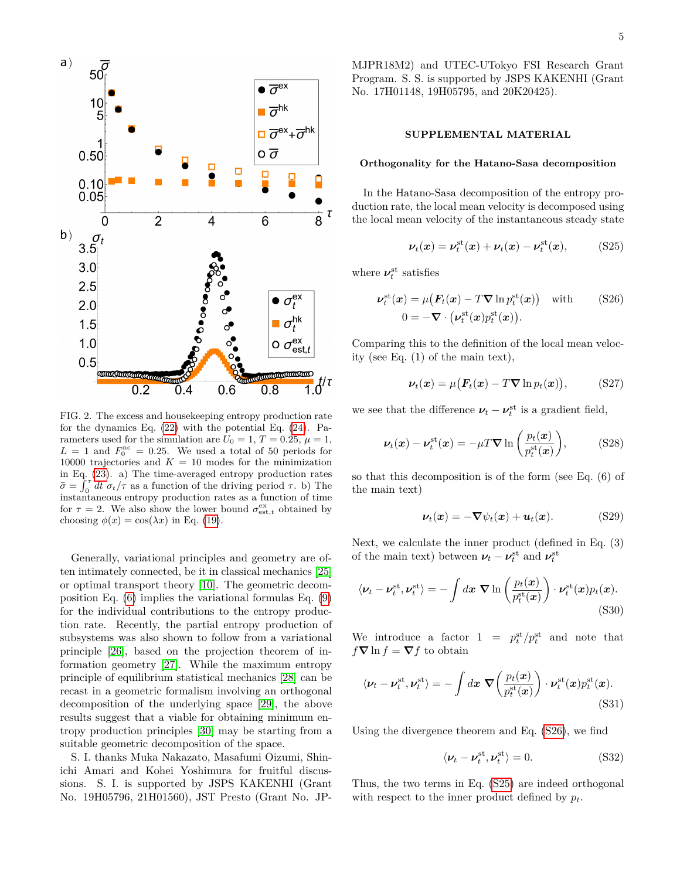FIG. 2. The excess and housekeeping entropy production rate for the dynamics Eq. (22) with the potential Eq. (24). Parameters used for the simulation are $U_0 = 1$, $T = 0.25$, $\mu = 1$, $L = 1$ and $F_0^{\text{nc}} = 0.25$. We used a total of 50 periods for 10000 trajectories and $K = 10$ modes for the minimization in Eq. (23). a) The time-averaged entropy production rates $\bar{\sigma} = \int_0^\tau dt \; \sigma_t/\tau$ as a function of the driving period $\tau$. b) The instantaneous entropy production rates as a function of time for $\tau = 2$. We also show the lower bound $\sigma^{\text{ex}}_{\text{est},t}$ obtained by choosing $\phi(x) = \cos(\lambda x)$ in Eq. (19).

Generally, variational principles and geometry are often intimately connected, be it in classical mechanics [25] or optimal transport theory [10]. The geometric decomposition Eq. (6) implies the variational formulas Eq. (9) for the individual contributions to the entropy production rate. Recently, the partial entropy production of subsystems was also shown to follow from a variational principle [26], based on the projection theorem of information geometry [27]. While the maximum entropy principle of equilibrium statistical mechanics [28] can be recast in a geometric formalism involving an orthogonal decomposition of the underlying space [29], the above results suggest that a viable for obtaining minimum entropy production principles [30] may be starting from a suitable geometric decomposition of the space.

S. I. thanks Muka Nakazato, Masafumi Oizumi, Shinichi Amari and Kohei Yoshimura for fruitful discussions. S. I. is supported by JSPS KAKENHI (Grant No. 19H05796, 21H01560), JST Presto (Grant No. JPMJPR18M2) and UTEC-UTokyo FSI Research Grant Program. S. S. is supported by JSPS KAKENHI (Grant No. 17H01148, 19H05795, and 20K20425).

## SUPPLEMENTAL MATERIAL

### Orthogonality for the Hatano-Sasa decomposition

In the Hatano-Sasa decomposition of the entropy production rate, the local mean velocity is decomposed using the local mean velocity of the instantaneous steady state

$$\boldsymbol{\nu}_t(\boldsymbol{x}) = \boldsymbol{\nu}_t^{\text{st}}(\boldsymbol{x}) + \boldsymbol{\nu}_t(\boldsymbol{x}) - \boldsymbol{\nu}_t^{\text{st}}(\boldsymbol{x}), \tag{S25}$$

where $\boldsymbol{\nu}_t^{\text{st}}$ satisfies

$$\begin{aligned}\boldsymbol{\nu}_t^{\text{st}}(\boldsymbol{x}) &= \mu\big(\boldsymbol{F}_t(\boldsymbol{x}) - T\boldsymbol{\nabla}\ln p_t^{\text{st}}(\boldsymbol{x})\big) \quad \text{with} \\ 0 &= -\boldsymbol{\nabla}\cdot\big(\boldsymbol{\nu}_t^{\text{st}}(\boldsymbol{x})p_t^{\text{st}}(\boldsymbol{x})\big).\end{aligned} \tag{S26}$$

Comparing this to the definition of the local mean velocity (see Eq. (1) of the main text),

$$\boldsymbol{\nu}_t(\boldsymbol{x}) = \mu\big(\boldsymbol{F}_t(\boldsymbol{x}) - T\boldsymbol{\nabla}\ln p_t(\boldsymbol{x})\big), \tag{S27}$$

we see that the difference $\boldsymbol{\nu}_t - \boldsymbol{\nu}_t^{\text{st}}$ is a gradient field,

$$\boldsymbol{\nu}_t(\boldsymbol{x}) - \boldsymbol{\nu}_t^{\text{st}}(\boldsymbol{x}) = -\mu T\boldsymbol{\nabla}\ln\left(\frac{p_t(\boldsymbol{x})}{p_t^{\text{st}}(\boldsymbol{x})}\right), \tag{S28}$$

so that this decomposition is of the form (see Eq. (6) of the main text)

$$\boldsymbol{\nu}_t(\boldsymbol{x}) = -\boldsymbol{\nabla}\psi_t(\boldsymbol{x}) + \boldsymbol{u}_t(\boldsymbol{x}). \tag{S29}$$

Next, we calculate the inner product (defined in Eq. (3) of the main text) between $\boldsymbol{\nu}_t - \boldsymbol{\nu}_t^{\text{st}}$ and $\boldsymbol{\nu}_t^{\text{st}}$

$$\langle \boldsymbol{\nu}_t - \boldsymbol{\nu}_t^{\text{st}}, \boldsymbol{\nu}_t^{\text{st}}\rangle = -\int d\boldsymbol{x}\; \boldsymbol{\nabla}\ln\left(\frac{p_t(\boldsymbol{x})}{p_t^{\text{st}}(\boldsymbol{x})}\right)\cdot\boldsymbol{\nu}_t^{\text{st}}(\boldsymbol{x})p_t(\boldsymbol{x}). \tag{S30}$$

We introduce a factor $1 = p_t^{\text{st}}/p_t^{\text{st}}$ and note that $f\boldsymbol{\nabla}\ln f = \boldsymbol{\nabla}f$ to obtain

$$\langle \boldsymbol{\nu}_t - \boldsymbol{\nu}_t^{\text{st}}, \boldsymbol{\nu}_t^{\text{st}}\rangle = -\int d\boldsymbol{x}\; \boldsymbol{\nabla}\left(\frac{p_t(\boldsymbol{x})}{p_t^{\text{st}}(\boldsymbol{x})}\right)\cdot\boldsymbol{\nu}_t^{\text{st}}(\boldsymbol{x})p_t^{\text{st}}(\boldsymbol{x}). \tag{S31}$$

Using the divergence theorem and Eq. (S26), we find

$$\langle \boldsymbol{\nu}_t - \boldsymbol{\nu}_t^{\text{st}}, \boldsymbol{\nu}_t^{\text{st}}\rangle = 0. \tag{S32}$$

Thus, the two terms in Eq. (S25) are indeed orthogonal with respect to the inner product defined by $p_t$.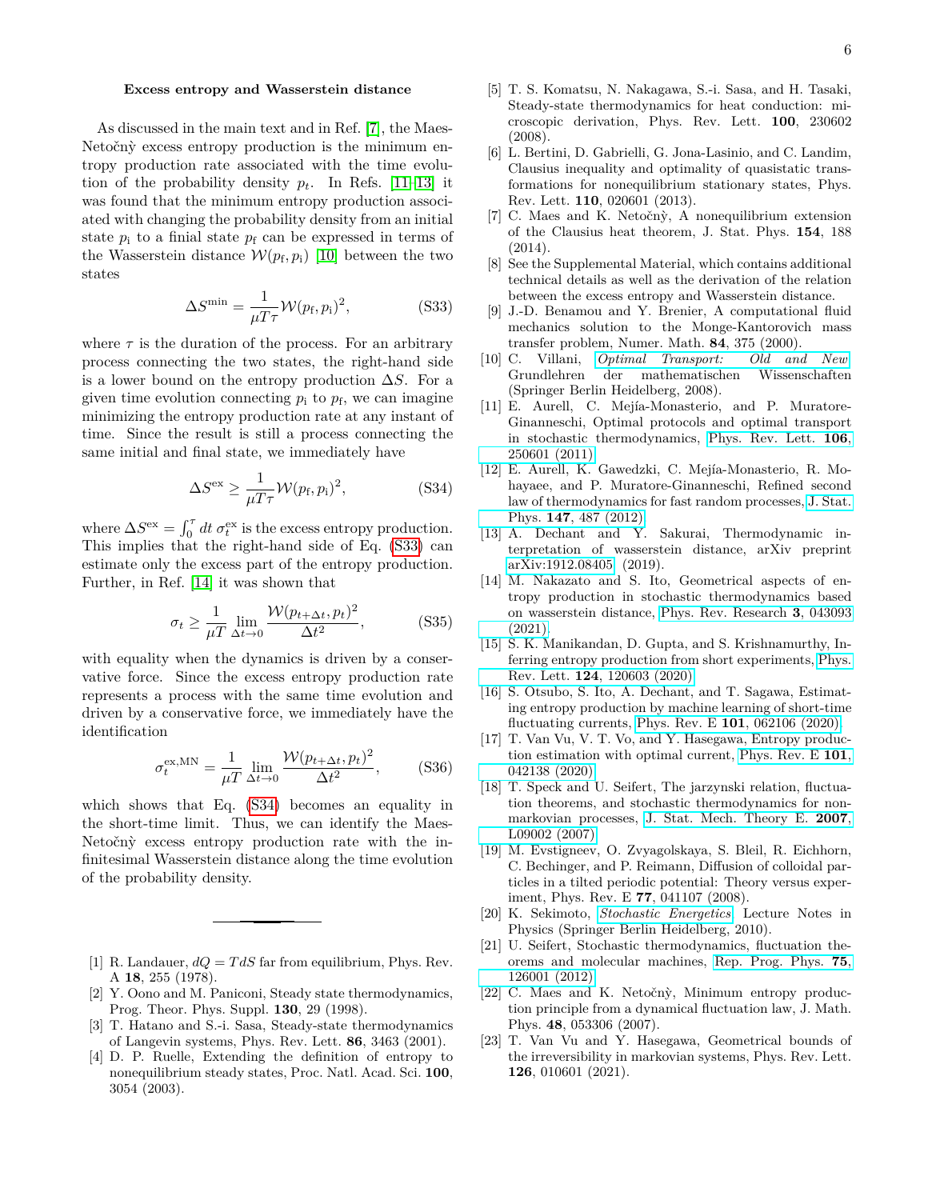### Excess entropy and Wasserstein distance

As discussed in the main text and in Ref. [7], the Maes-Netočný excess entropy production is the minimum entropy production rate associated with the time evolution of the probability density $p_t$. In Refs. [11–13] it was found that the minimum entropy production associated with changing the probability density from an initial state $p_\mathrm{i}$ to a finial state $p_\mathrm{f}$ can be expressed in terms of the Wasserstein distance $\mathcal{W}(p_\mathrm{f}, p_\mathrm{i})$ [10] between the two states

$$\Delta S^{\mathrm{min}} = \frac{1}{\mu T \tau} \mathcal{W}(p_\mathrm{f}, p_\mathrm{i})^2, \tag{S33}$$

where $\tau$ is the duration of the process. For an arbitrary process connecting the two states, the right-hand side is a lower bound on the entropy production $\Delta S$. For a given time evolution connecting $p_\mathrm{i}$ to $p_\mathrm{f}$, we can imagine minimizing the entropy production rate at any instant of time. Since the result is still a process connecting the same initial and final state, we immediately have

$$\Delta S^{\mathrm{ex}} \geq \frac{1}{\mu T \tau} \mathcal{W}(p_\mathrm{f}, p_\mathrm{i})^2, \tag{S34}$$

where $\Delta S^{\mathrm{ex}} = \int_0^\tau dt\ \sigma_t^{\mathrm{ex}}$ is the excess entropy production. This implies that the right-hand side of Eq. (S33) can estimate only the excess part of the entropy production. Further, in Ref. [14] it was shown that

$$\sigma_t \geq \frac{1}{\mu T} \lim_{\Delta t \to 0} \frac{\mathcal{W}(p_{t+\Delta t}, p_t)^2}{\Delta t^2}, \tag{S35}$$

with equality when the dynamics is driven by a conservative force. Since the excess entropy production rate represents a process with the same time evolution and driven by a conservative force, we immediately have the identification

$$\sigma_t^{\mathrm{ex,MN}} = \frac{1}{\mu T} \lim_{\Delta t \to 0} \frac{\mathcal{W}(p_{t+\Delta t}, p_t)^2}{\Delta t^2}, \tag{S36}$$

which shows that Eq. (S34) becomes an equality in the short-time limit. Thus, we can identify the Maes-Netočný excess entropy production rate with the infinitesimal Wasserstein distance along the time evolution of the probability density.

---

[1] R. Landauer, $dQ = TdS$ far from equilibrium, Phys. Rev. A **18**, 255 (1978).

[2] Y. Oono and M. Paniconi, Steady state thermodynamics, Prog. Theor. Phys. Suppl. **130**, 29 (1998).

[3] T. Hatano and S.-i. Sasa, Steady-state thermodynamics of Langevin systems, Phys. Rev. Lett. **86**, 3463 (2001).

[4] D. P. Ruelle, Extending the definition of entropy to nonequilibrium steady states, Proc. Natl. Acad. Sci. **100**, 3054 (2003).

[5] T. S. Komatsu, N. Nakagawa, S.-i. Sasa, and H. Tasaki, Steady-state thermodynamics for heat conduction: microscopic derivation, Phys. Rev. Lett. **100**, 230602 (2008).

[6] L. Bertini, D. Gabrielli, G. Jona-Lasinio, and C. Landim, Clausius inequality and optimality of quasistatic transformations for nonequilibrium stationary states, Phys. Rev. Lett. **110**, 020601 (2013).

[7] C. Maes and K. Netočný, A nonequilibrium extension of the Clausius heat theorem, J. Stat. Phys. **154**, 188 (2014).

[8] See the Supplemental Material, which contains additional technical details as well as the derivation of the relation between the excess entropy and Wasserstein distance.

[9] J.-D. Benamou and Y. Brenier, A computational fluid mechanics solution to the Monge-Kantorovich mass transfer problem, Numer. Math. **84**, 375 (2000).

[10] C. Villani, *Optimal Transport: Old and New*, Grundlehren der mathematischen Wissenschaften (Springer Berlin Heidelberg, 2008).

[11] E. Aurell, C. Mejía-Monasterio, and P. Muratore-Ginanneschi, Optimal protocols and optimal transport in stochastic thermodynamics, Phys. Rev. Lett. **106**, 250601 (2011).

[12] E. Aurell, K. Gawedzki, C. Mejía-Monasterio, R. Mohayaee, and P. Muratore-Ginanneschi, Refined second law of thermodynamics for fast random processes, J. Stat. Phys. **147**, 487 (2012).

[13] A. Dechant and Y. Sakurai, Thermodynamic interpretation of wasserstein distance, arXiv preprint arXiv:1912.08405 (2019).

[14] M. Nakazato and S. Ito, Geometrical aspects of entropy production in stochastic thermodynamics based on wasserstein distance, Phys. Rev. Research **3**, 043093 (2021).

[15] S. K. Manikandan, D. Gupta, and S. Krishnamurthy, Inferring entropy production from short experiments, Phys. Rev. Lett. **124**, 120603 (2020).

[16] S. Otsubo, S. Ito, A. Dechant, and T. Sagawa, Estimating entropy production by machine learning of short-time fluctuating currents, Phys. Rev. E **101**, 062106 (2020).

[17] T. Van Vu, V. T. Vo, and Y. Hasegawa, Entropy production estimation with optimal current, Phys. Rev. E **101**, 042138 (2020).

[18] T. Speck and U. Seifert, The jarzynski relation, fluctuation theorems, and stochastic thermodynamics for non-markovian processes, J. Stat. Mech. Theory E. **2007**, L09002 (2007).

[19] M. Evstigneev, O. Zvyagolskaya, S. Bleil, R. Eichhorn, C. Bechinger, and P. Reimann, Diffusion of colloidal particles in a tilted periodic potential: Theory versus experiment, Phys. Rev. E **77**, 041107 (2008).

[20] K. Sekimoto, *Stochastic Energetics*, Lecture Notes in Physics (Springer Berlin Heidelberg, 2010).

[21] U. Seifert, Stochastic thermodynamics, fluctuation theorems and molecular machines, Rep. Prog. Phys. **75**, 126001 (2012).

[22] C. Maes and K. Netočný, Minimum entropy production principle from a dynamical fluctuation law, J. Math. Phys. **48**, 053306 (2007).

[23] T. Van Vu and Y. Hasegawa, Geometrical bounds of the irreversibility in markovian systems, Phys. Rev. Lett. **126**, 010601 (2021).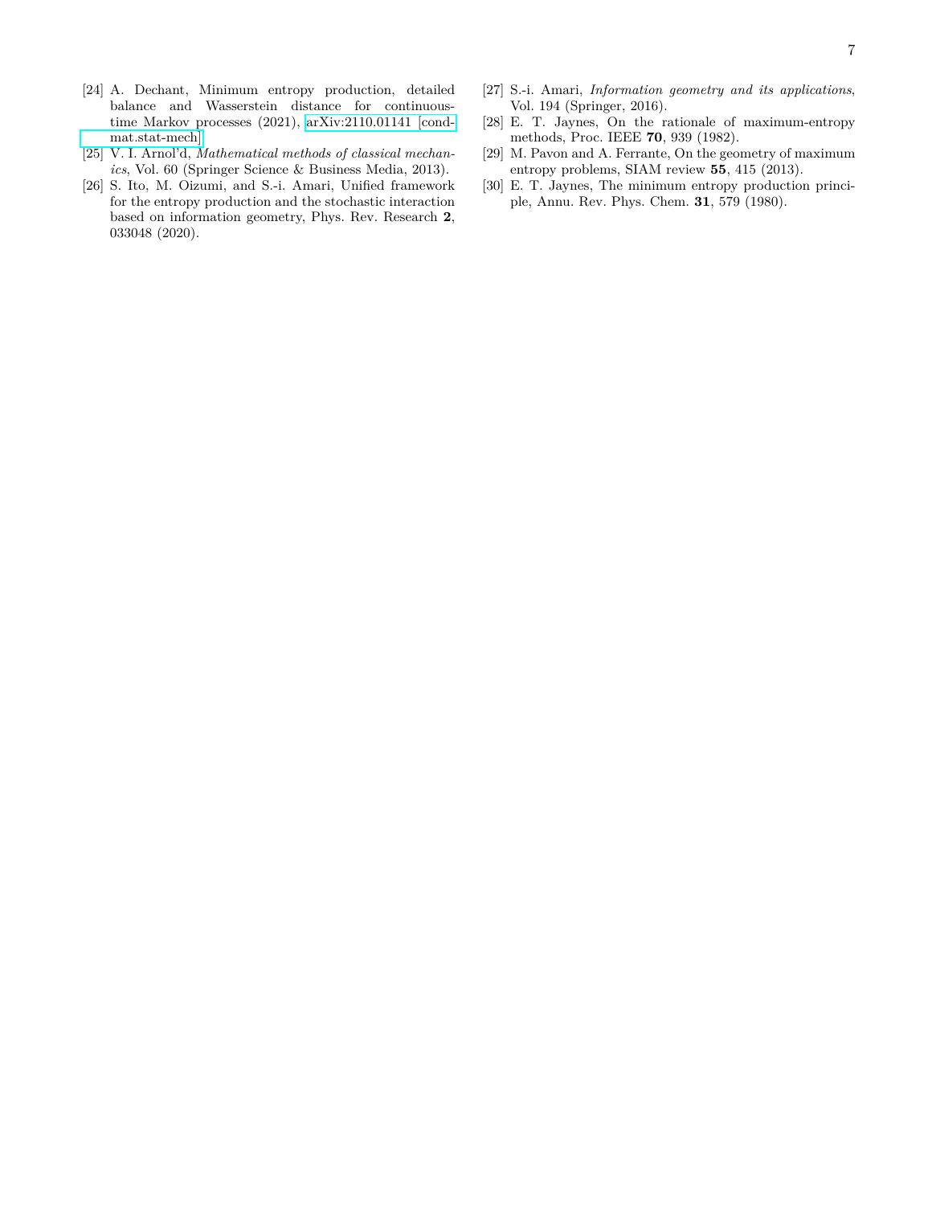[24] A. Dechant, Minimum entropy production, detailed balance and Wasserstein distance for continuous-time Markov processes (2021), arXiv:2110.01141 [cond-mat.stat-mech].

[25] V. I. Arnol'd, *Mathematical methods of classical mechanics*, Vol. 60 (Springer Science & Business Media, 2013).

[26] S. Ito, M. Oizumi, and S.-i. Amari, Unified framework for the entropy production and the stochastic interaction based on information geometry, Phys. Rev. Research **2**, 033048 (2020).

[27] S.-i. Amari, *Information geometry and its applications*, Vol. 194 (Springer, 2016).

[28] E. T. Jaynes, On the rationale of maximum-entropy methods, Proc. IEEE **70**, 939 (1982).

[29] M. Pavon and A. Ferrante, On the geometry of maximum entropy problems, SIAM review **55**, 415 (2013).

[30] E. T. Jaynes, The minimum entropy production principle, Annu. Rev. Phys. Chem. **31**, 579 (1980).